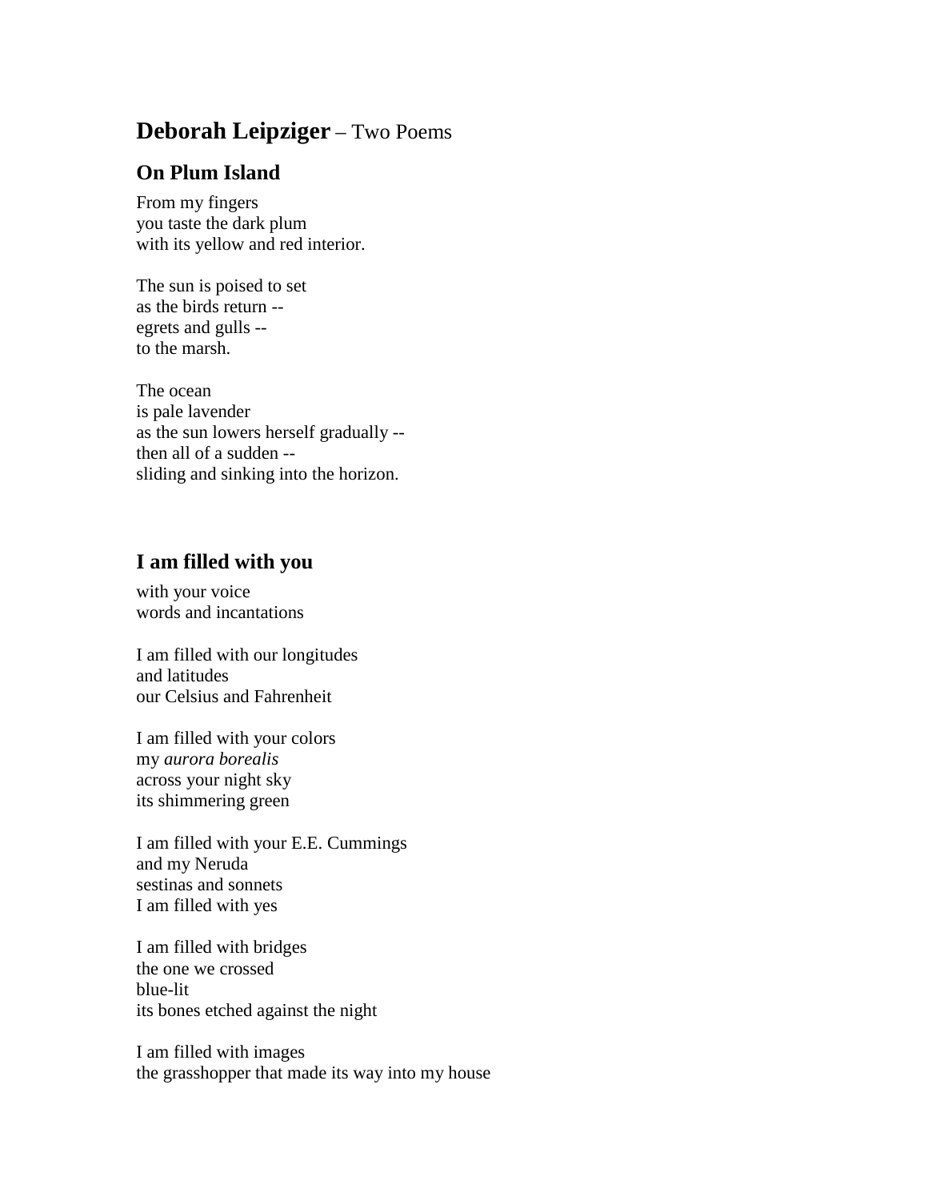# **Deborah Leipziger** – Two Poems

## On Plum Island

From my fingers  
you taste the dark plum  
with its yellow and red interior.

The sun is poised to set  
as the birds return --  
egrets and gulls --  
to the marsh.

The ocean  
is pale lavender  
as the sun lowers herself gradually --  
then all of a sudden --  
sliding and sinking into the horizon.

## I am filled with you

with your voice  
words and incantations

I am filled with our longitudes  
and latitudes  
our Celsius and Fahrenheit

I am filled with your colors  
my *aurora borealis*  
across your night sky  
its shimmering green

I am filled with your E.E. Cummings  
and my Neruda  
sestinas and sonnets  
I am filled with yes

I am filled with bridges  
the one we crossed  
blue-lit  
its bones etched against the night

I am filled with images  
the grasshopper that made its way into my house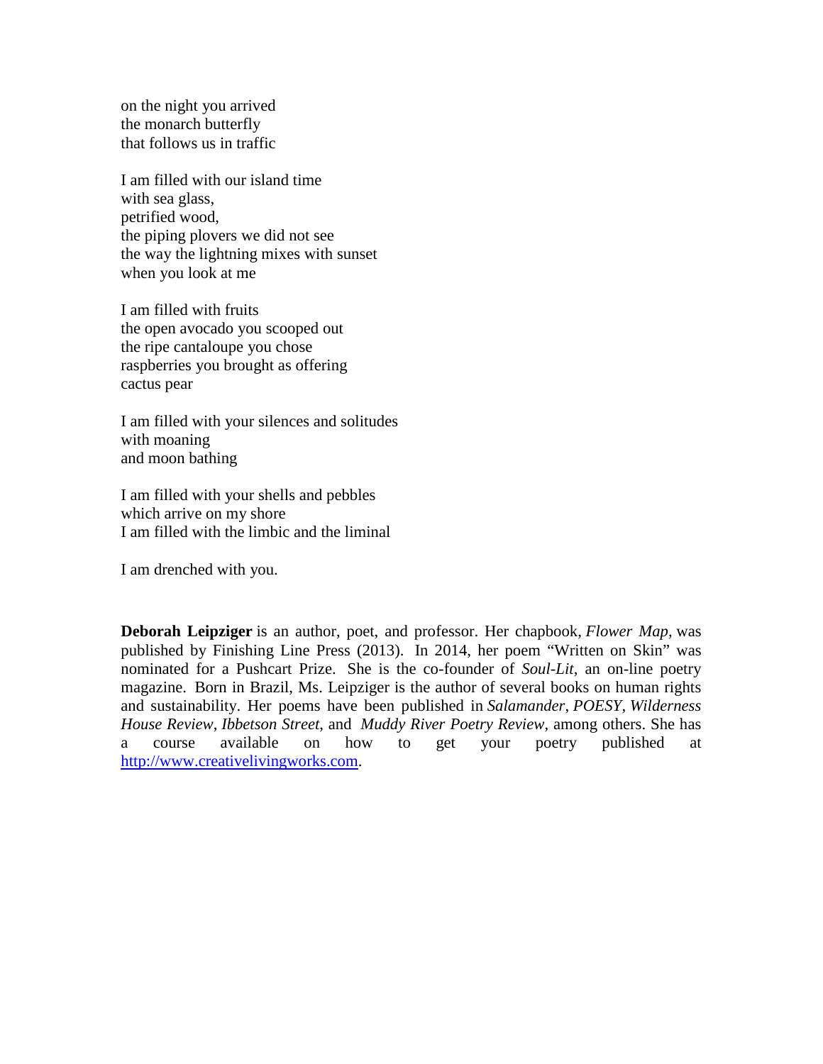on the night you arrived  
the monarch butterfly  
that follows us in traffic

I am filled with our island time  
with sea glass,  
petrified wood,  
the piping plovers we did not see  
the way the lightning mixes with sunset  
when you look at me

I am filled with fruits  
the open avocado you scooped out  
the ripe cantaloupe you chose  
raspberries you brought as offering  
cactus pear

I am filled with your silences and solitudes  
with moaning  
and moon bathing

I am filled with your shells and pebbles  
which arrive on my shore  
I am filled with the limbic and the liminal

I am drenched with you.

**Deborah Leipziger** is an author, poet, and professor. Her chapbook, *Flower Map*, was published by Finishing Line Press (2013). In 2014, her poem "Written on Skin" was nominated for a Pushcart Prize. She is the co-founder of *Soul-Lit*, an on-line poetry magazine. Born in Brazil, Ms. Leipziger is the author of several books on human rights and sustainability. Her poems have been published in *Salamander*, *POESY*, *Wilderness House Review*, *Ibbetson Street*, and *Muddy River Poetry Review*, among others. She has a course available on how to get your poetry published at [http://www.creativelivingworks.com](http://www.creativelivingworks.com).